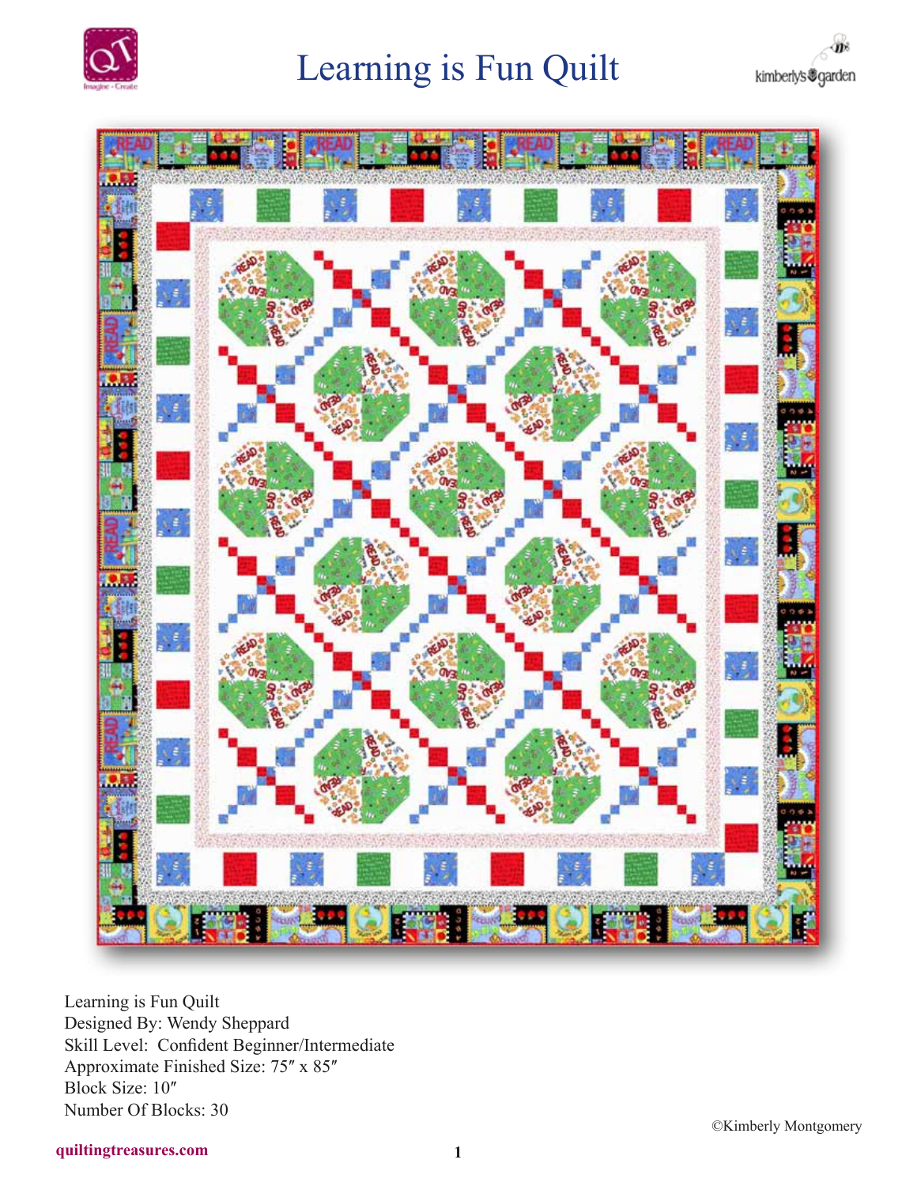# Learning is Fun Quilt

Learning is Fun Quilt
Designed By: Wendy Sheppard
Skill Level: Confident Beginner/Intermediate
Approximate Finished Size: 75″ x 85″
Block Size: 10″
Number Of Blocks: 30

©Kimberly Montgomery

quiltingtreasures.com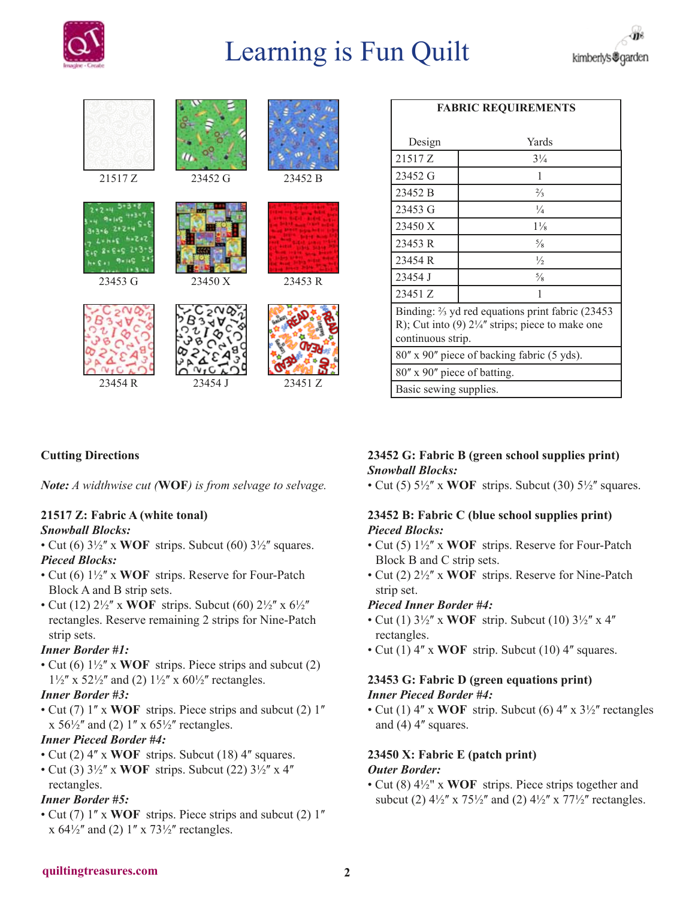# Learning is Fun Quilt

21517 Z | 23452 G | 23452 B
23453 G | 23450 X | 23453 R
23454 R | 23454 J | 23451 Z

| FABRIC REQUIREMENTS | |
|---|---|
| Design | Yards |
| 21517 Z | 3¼ |
| 23452 G | 1 |
| 23452 B | ⅔ |
| 23453 G | ¼ |
| 23450 X | 1⅛ |
| 23453 R | ⅝ |
| 23454 R | ½ |
| 23454 J | ⅝ |
| 23451 Z | 1 |
| Binding: ⅔ yd red equations print fabric (23453 R); Cut into (9) 2¼″ strips; piece to make one continuous strip. | |
| 80″ x 90″ piece of backing fabric (5 yds). | |
| 80″ x 90″ piece of batting. | |
| Basic sewing supplies. | |

## Cutting Directions

*Note: A widthwise cut (**WOF**) is from selvage to selvage.*

### 21517 Z: Fabric A (white tonal)

***Snowball Blocks:***

- Cut (6) 3½″ x **WOF** strips. Subcut (60) 3½″ squares.

***Pieced Blocks:***

- Cut (6) 1½″ x **WOF** strips. Reserve for Four-Patch Block A and B strip sets.
- Cut (12) 2½″ x **WOF** strips. Subcut (60) 2½″ x 6½″ rectangles. Reserve remaining 2 strips for Nine-Patch strip sets.

***Inner Border #1:***

- Cut (6) 1½″ x **WOF** strips. Piece strips and subcut (2) 1½″ x 52½″ and (2) 1½″ x 60½″ rectangles.

***Inner Border #3:***

- Cut (7) 1″ x **WOF** strips. Piece strips and subcut (2) 1″ x 56½″ and (2) 1″ x 65½″ rectangles.

***Inner Pieced Border #4:***

- Cut (2) 4″ x **WOF** strips. Subcut (18) 4″ squares.
- Cut (3) 3½″ x **WOF** strips. Subcut (22) 3½″ x 4″ rectangles.

***Inner Border #5:***

- Cut (7) 1″ x **WOF** strips. Piece strips and subcut (2) 1″ x 64½″ and (2) 1″ x 73½″ rectangles.

### 23452 G: Fabric B (green school supplies print)

***Snowball Blocks:***

- Cut (5) 5½″ x **WOF** strips. Subcut (30) 5½″ squares.

### 23452 B: Fabric C (blue school supplies print)

***Pieced Blocks:***

- Cut (5) 1½″ x **WOF** strips. Reserve for Four-Patch Block B and C strip sets.
- Cut (2) 2½″ x **WOF** strips. Reserve for Nine-Patch strip set.

***Pieced Inner Border #4:***

- Cut (1) 3½″ x **WOF** strip. Subcut (10) 3½″ x 4″ rectangles.
- Cut (1) 4″ x **WOF** strip. Subcut (10) 4″ squares.

### 23453 G: Fabric D (green equations print)

***Inner Pieced Border #4:***

- Cut (1) 4″ x **WOF** strip. Subcut (6) 4″ x 3½″ rectangles and (4) 4″ squares.

### 23450 X: Fabric E (patch print)

***Outer Border:***

- Cut (8) 4½" x **WOF** strips. Piece strips together and subcut (2) 4½″ x 75½″ and (2) 4½″ x 77½″ rectangles.

quiltingtreasures.com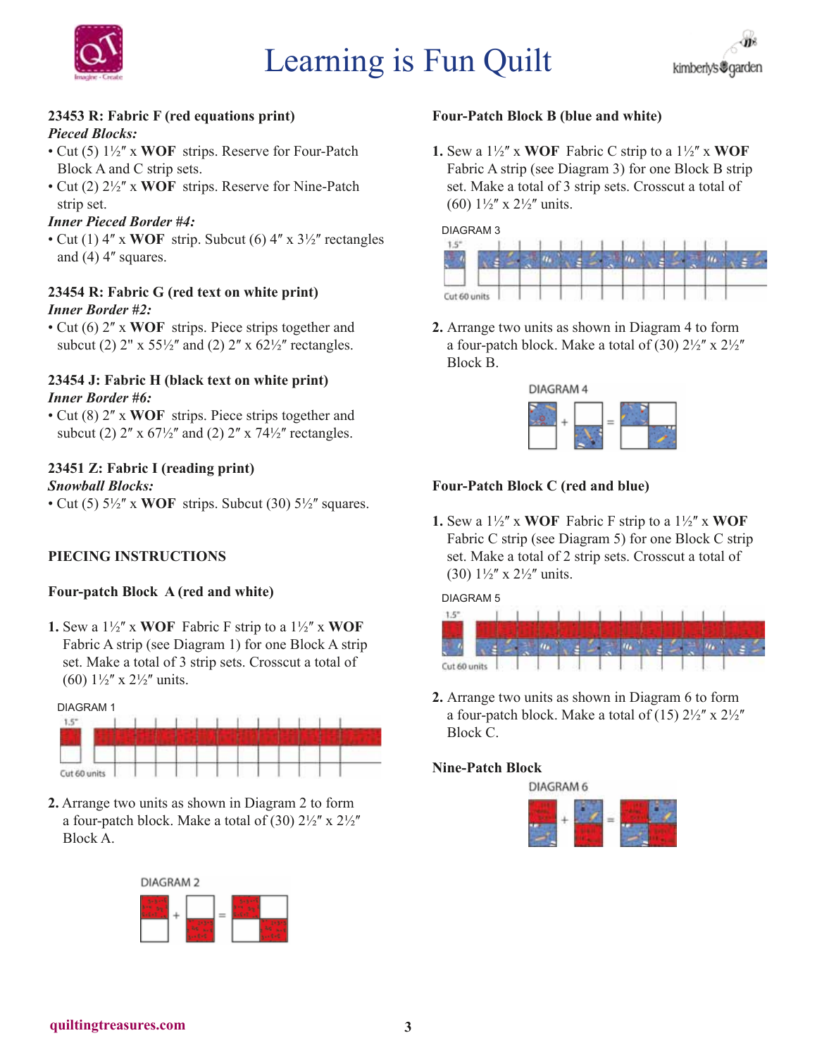**23453 R: Fabric F (red equations print)**

***Pieced Blocks:***

- Cut (5) 1½″ x **WOF** strips. Reserve for Four-Patch Block A and C strip sets.
- Cut (2) 2½″ x **WOF** strips. Reserve for Nine-Patch strip set.

***Inner Pieced Border #4:***

- Cut (1) 4″ x **WOF** strip. Subcut (6) 4″ x 3½″ rectangles and (4) 4″ squares.

**23454 R: Fabric G (red text on white print)**

***Inner Border #2:***

- Cut (6) 2″ x **WOF** strips. Piece strips together and subcut (2) 2" x 55½″ and (2) 2″ x 62½″ rectangles.

**23454 J: Fabric H (black text on white print)**

***Inner Border #6:***

- Cut (8) 2″ x **WOF** strips. Piece strips together and subcut (2) 2″ x 67½″ and (2) 2″ x 74½″ rectangles.

**23451 Z: Fabric I (reading print)**

***Snowball Blocks:***

- Cut (5) 5½″ x **WOF** strips. Subcut (30) 5½″ squares.

**PIECING INSTRUCTIONS**

**Four-patch Block A (red and white)**

**1.** Sew a 1½″ x **WOF** Fabric F strip to a 1½″ x **WOF** Fabric A strip (see Diagram 1) for one Block A strip set. Make a total of 3 strip sets. Crosscut a total of (60) 1½″ x 2½″ units.

DIAGRAM 1

1.5"

Cut 60 units

**2.** Arrange two units as shown in Diagram 2 to form a four-patch block. Make a total of (30) 2½″ x 2½″ Block A.

DIAGRAM 2

**Four-Patch Block B (blue and white)**

**1.** Sew a 1½″ x **WOF** Fabric C strip to a 1½″ x **WOF** Fabric A strip (see Diagram 3) for one Block B strip set. Make a total of 3 strip sets. Crosscut a total of (60) 1½″ x 2½″ units.

DIAGRAM 3

1.5"

Cut 60 units

**2.** Arrange two units as shown in Diagram 4 to form a four-patch block. Make a total of (30) 2½″ x 2½″ Block B.

DIAGRAM 4

**Four-Patch Block C (red and blue)**

**1.** Sew a 1½″ x **WOF** Fabric F strip to a 1½″ x **WOF** Fabric C strip (see Diagram 5) for one Block C strip set. Make a total of 2 strip sets. Crosscut a total of (30) 1½″ x 2½″ units.

DIAGRAM 5

1.5"

Cut 60 units

**2.** Arrange two units as shown in Diagram 6 to form a four-patch block. Make a total of (15) 2½″ x 2½″ Block C.

**Nine-Patch Block**

DIAGRAM 6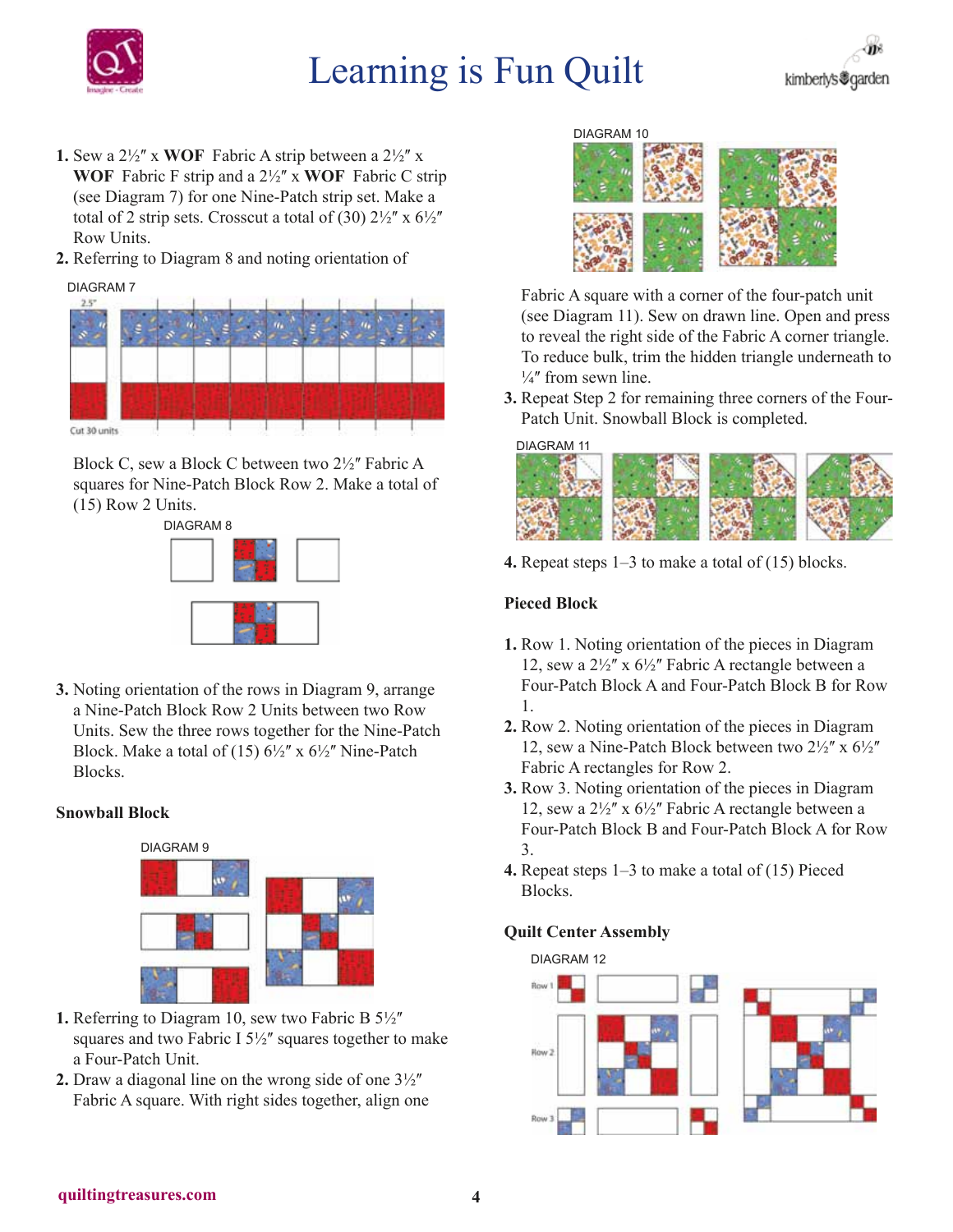1. Sew a 2½″ x **WOF** Fabric A strip between a 2½″ x **WOF** Fabric F strip and a 2½″ x **WOF** Fabric C strip (see Diagram 7) for one Nine-Patch strip set. Make a total of 2 strip sets. Crosscut a total of (30) 2½″ x 6½″ Row Units.
2. Referring to Diagram 8 and noting orientation of Block C, sew a Block C between two 2½″ Fabric A squares for Nine-Patch Block Row 2. Make a total of (15) Row 2 Units.

DIAGRAM 7

2.5″

Cut 30 units

DIAGRAM 8

3. Noting orientation of the rows in Diagram 9, arrange a Nine-Patch Block Row 2 Units between two Row Units. Sew the three rows together for the Nine-Patch Block. Make a total of (15) 6½″ x 6½″ Nine-Patch Blocks.

### Snowball Block

DIAGRAM 9

1. Referring to Diagram 10, sew two Fabric B 5½″ squares and two Fabric I 5½″ squares together to make a Four-Patch Unit.
2. Draw a diagonal line on the wrong side of one 3½″ Fabric A square. With right sides together, align one Fabric A square with a corner of the four-patch unit (see Diagram 11). Sew on drawn line. Open and press to reveal the right side of the Fabric A corner triangle. To reduce bulk, trim the hidden triangle underneath to ¼″ from sewn line.
3. Repeat Step 2 for remaining three corners of the Four-Patch Unit. Snowball Block is completed.

DIAGRAM 10

DIAGRAM 11

4. Repeat steps 1–3 to make a total of (15) blocks.

### Pieced Block

1. Row 1. Noting orientation of the pieces in Diagram 12, sew a 2½″ x 6½″ Fabric A rectangle between a Four-Patch Block A and Four-Patch Block B for Row 1.
2. Row 2. Noting orientation of the pieces in Diagram 12, sew a Nine-Patch Block between two 2½″ x 6½″ Fabric A rectangles for Row 2.
3. Row 3. Noting orientation of the pieces in Diagram 12, sew a 2½″ x 6½″ Fabric A rectangle between a Four-Patch Block B and Four-Patch Block A for Row 3.
4. Repeat steps 1–3 to make a total of (15) Pieced Blocks.

### Quilt Center Assembly

DIAGRAM 12

Row 1

Row 2

Row 3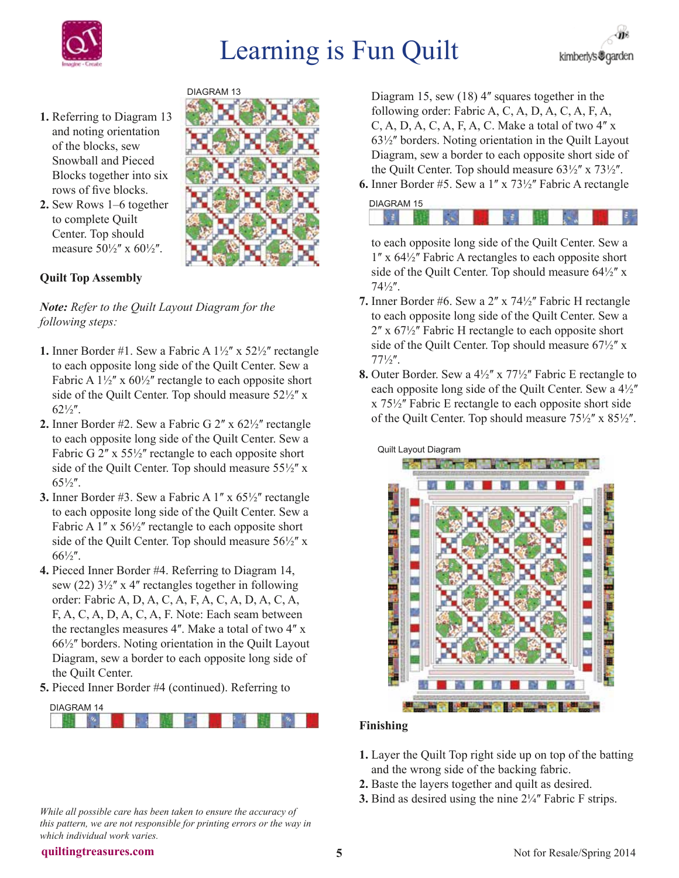# Learning is Fun Quilt

DIAGRAM 13

1. Referring to Diagram 13 and noting orientation of the blocks, sew Snowball and Pieced Blocks together into six rows of five blocks.
2. Sew Rows 1–6 together to complete Quilt Center. Top should measure 50½″ x 60½″.

**Quilt Top Assembly**

*Note: Refer to the Quilt Layout Diagram for the following steps:*

1. Inner Border #1. Sew a Fabric A 1½″ x 52½″ rectangle to each opposite long side of the Quilt Center. Sew a Fabric A 1½″ x 60½″ rectangle to each opposite short side of the Quilt Center. Top should measure 52½″ x 62½″.
2. Inner Border #2. Sew a Fabric G 2″ x 62½″ rectangle to each opposite long side of the Quilt Center. Sew a Fabric G 2″ x 55½″ rectangle to each opposite short side of the Quilt Center. Top should measure 55½″ x 65½″.
3. Inner Border #3. Sew a Fabric A 1″ x 65½″ rectangle to each opposite long side of the Quilt Center. Sew a Fabric A 1″ x 56½″ rectangle to each opposite short side of the Quilt Center. Top should measure 56½″ x 66½″.
4. Pieced Inner Border #4. Referring to Diagram 14, sew (22) 3½″ x 4″ rectangles together in following order: Fabric A, D, A, C, A, F, A, C, A, D, A, C, A, F, A, C, A, D, A, C, A, F. Note: Each seam between the rectangles measures 4″. Make a total of two 4″ x 66½″ borders. Noting orientation in the Quilt Layout Diagram, sew a border to each opposite long side of the Quilt Center.
5. Pieced Inner Border #4 (continued). Referring to Diagram 15, sew (18) 4″ squares together in the following order: Fabric A, C, A, D, A, C, A, F, A, C, A, D, A, C, A, F, A, C. Make a total of two 4″ x 63½″ borders. Noting orientation in the Quilt Layout Diagram, sew a border to each opposite short side of the Quilt Center. Top should measure 63½″ x 73½″.

DIAGRAM 14

DIAGRAM 15

6. Inner Border #5. Sew a 1″ x 73½″ Fabric A rectangle to each opposite long side of the Quilt Center. Sew a 1″ x 64½″ Fabric A rectangles to each opposite short side of the Quilt Center. Top should measure 64½″ x 74½″.
7. Inner Border #6. Sew a 2″ x 74½″ Fabric H rectangle to each opposite long side of the Quilt Center. Sew a 2″ x 67½″ Fabric H rectangle to each opposite short side of the Quilt Center. Top should measure 67½″ x 77½″.
8. Outer Border. Sew a 4½″ x 77½″ Fabric E rectangle to each opposite long side of the Quilt Center. Sew a 4½″ x 75½″ Fabric E rectangle to each opposite short side of the Quilt Center. Top should measure 75½″ x 85½″.

Quilt Layout Diagram

**Finishing**

1. Layer the Quilt Top right side up on top of the batting and the wrong side of the backing fabric.
2. Baste the layers together and quilt as desired.
3. Bind as desired using the nine 2¼″ Fabric F strips.

*While all possible care has been taken to ensure the accuracy of this pattern, we are not responsible for printing errors or the way in which individual work varies.*